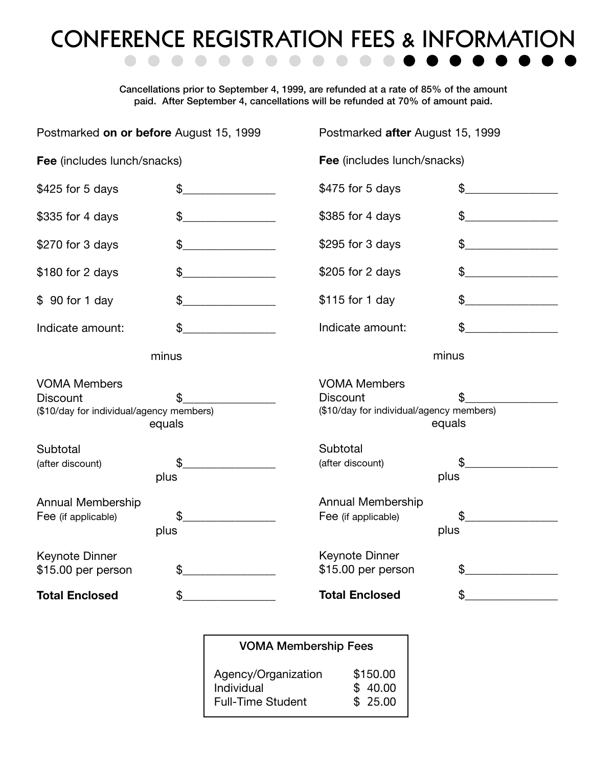# CONFERENCE REGISTRATION FEES & INFORMATION

Cancellations prior to September 4, 1999, are refunded at a rate of 85% of the amount paid. After September 4, cancellations will be refunded at 70% of amount paid.

Postmarked **on or before** August 15, 1999

**Fee** (includes lunch/snacks)

| | |
|---|---|
| $425 for 5 days | $_______________ |
| $335 for 4 days | $_______________ |
| $270 for 3 days | $_______________ |
| $180 for 2 days | $_______________ |
| $ 90 for 1 day | $_______________ |
| Indicate amount: | $_______________ |

minus

VOMA Members Discount $_______________
($10/day for individual/agency members)

equals

Subtotal (after discount) $_______________

plus

Annual Membership Fee (if applicable) $_______________

plus

Keynote Dinner $15.00 per person $_______________

**Total Enclosed** $_______________

Postmarked **after** August 15, 1999

**Fee** (includes lunch/snacks)

| | |
|---|---|
| $475 for 5 days | $_______________ |
| $385 for 4 days | $_______________ |
| $295 for 3 days | $_______________ |
| $205 for 2 days | $_______________ |
| $115 for 1 day | $_______________ |
| Indicate amount: | $_______________ |

minus

VOMA Members Discount $_______________
($10/day for individual/agency members)

equals

Subtotal (after discount) $_______________

plus

Annual Membership Fee (if applicable) $_______________

plus

Keynote Dinner $15.00 per person $_______________

**Total Enclosed** $_______________

| VOMA Membership Fees | |
|---|---|
| Agency/Organization | $150.00 |
| Individual | $ 40.00 |
| Full-Time Student | $ 25.00 |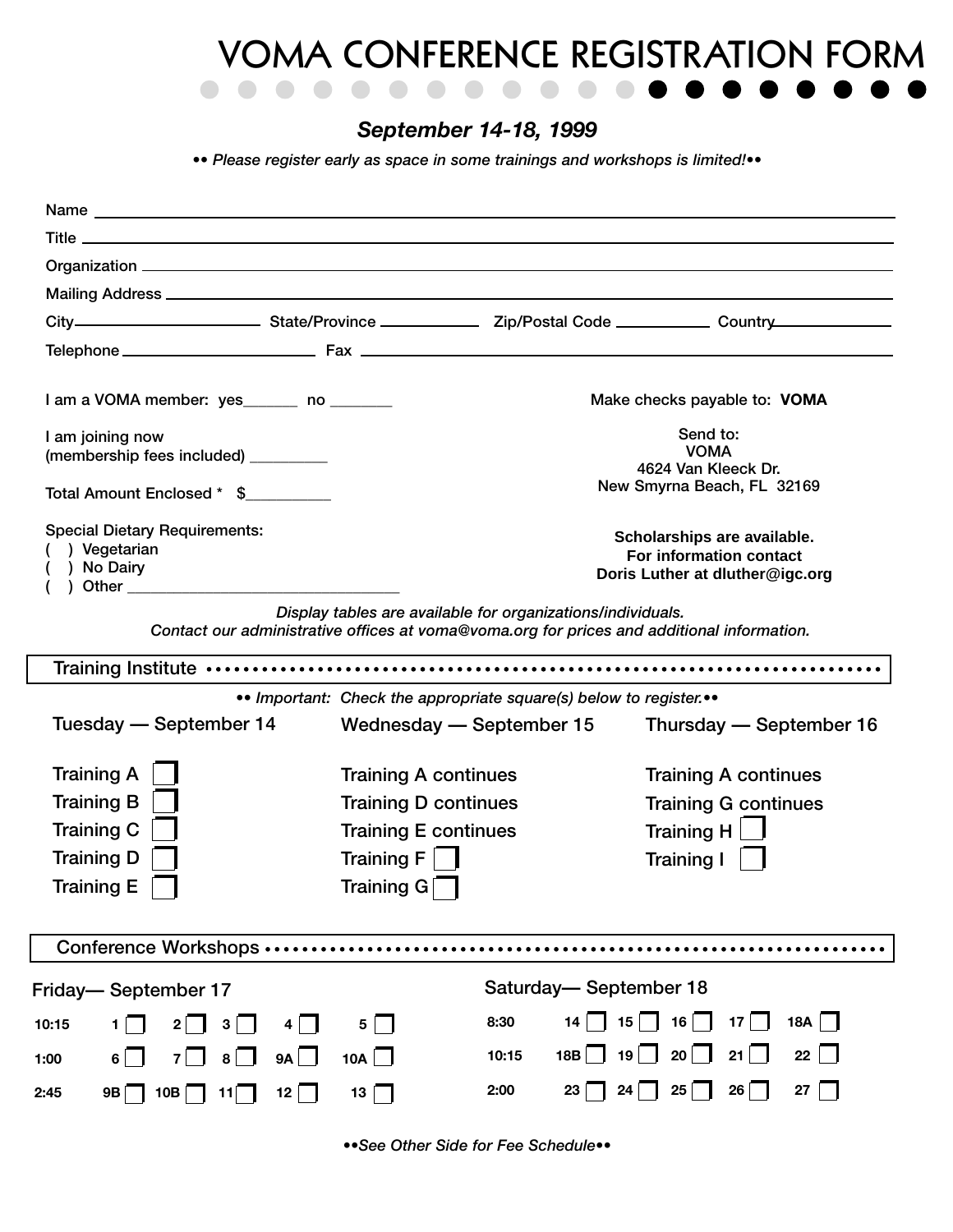# VOMA CONFERENCE REGISTRATION FORM

***September 14-18, 1999***

*•• Please register early as space in some trainings and workshops is limited!••*

Name ______________________________

Title ______________________________

Organization ______________________________

Mailing Address ______________________________

City ____________ State/Province ____________ Zip/Postal Code ____________ Country ____________

Telephone ____________ Fax ______________________________

I am a VOMA member: yes______ no _______

I am joining now
(membership fees included) _________

Total Amount Enclosed * $__________

Special Dietary Requirements:
( ) Vegetarian
( ) No Dairy
( ) Other ______________________________

Make checks payable to: **VOMA**

Send to:
VOMA
4624 Van Kleeck Dr.
New Smyrna Beach, FL 32169

**Scholarships are available.
For information contact
Doris Luther at dluther@igc.org**

*Display tables are available for organizations/individuals.
Contact our administrative offices at voma@voma.org for prices and additional information.*

## Training Institute

*•• Important: Check the appropriate square(s) below to register.••*

| Tuesday — September 14 | Wednesday — September 15 | Thursday — September 16 |
|---|---|---|
| Training A ☐ | Training A continues | Training A continues |
| Training B ☐ | Training D continues | Training G continues |
| Training C ☐ | Training E continues | Training H ☐ |
| Training D ☐ | Training F ☐ | Training I ☐ |
| Training E ☐ | Training G ☐ | |

## Conference Workshops

**Friday— September 17**

| | | | | | |
|---|---|---|---|---|---|
| 10:15 | 1 ☐ | 2 ☐ | 3 ☐ | 4 ☐ | 5 ☐ |
| 1:00 | 6 ☐ | 7 ☐ | 8 ☐ | 9A ☐ | 10A ☐ |
| 2:45 | 9B ☐ | 10B ☐ | 11 ☐ | 12 ☐ | 13 ☐ |

**Saturday— September 18**

| | | | | | |
|---|---|---|---|---|---|
| 8:30 | 14 ☐ | 15 ☐ | 16 ☐ | 17 ☐ | 18A ☐ |
| 10:15 | 18B ☐ | 19 ☐ | 20 ☐ | 21 ☐ | 22 ☐ |
| 2:00 | 23 ☐ | 24 ☐ | 25 ☐ | 26 ☐ | 27 ☐ |

*••See Other Side for Fee Schedule••*